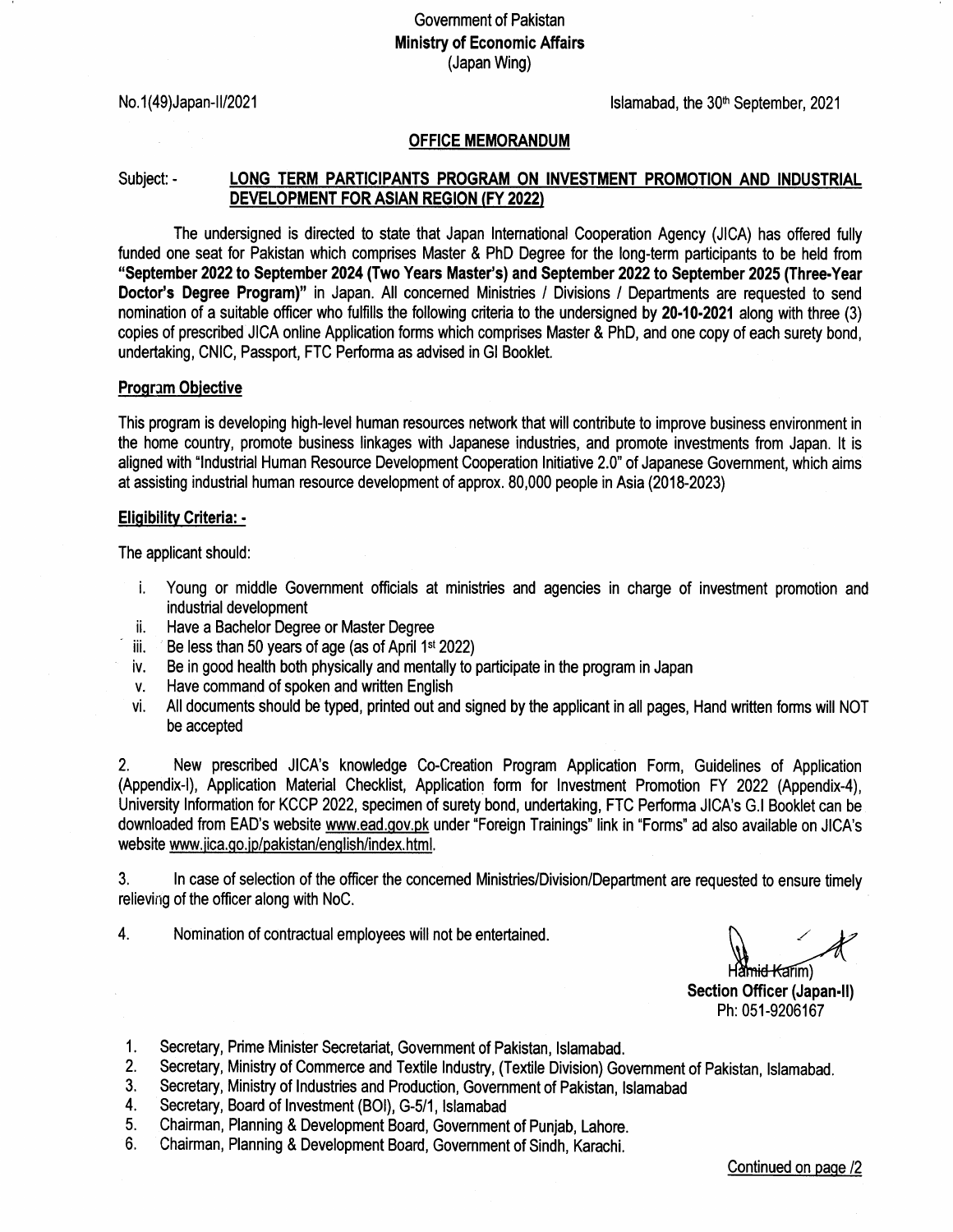Government of Pakistan
**Ministry of Economic Affairs**
(Japan Wing)

No.1(49)Japan-II/2021

Islamabad, the 30th September, 2021

**OFFICE MEMORANDUM**

Subject: - **LONG TERM PARTICIPANTS PROGRAM ON INVESTMENT PROMOTION AND INDUSTRIAL DEVELOPMENT FOR ASIAN REGION (FY 2022)**

The undersigned is directed to state that Japan International Cooperation Agency (JICA) has offered fully funded one seat for Pakistan which comprises Master & PhD Degree for the long-term participants to be held from **"September 2022 to September 2024 (Two Years Master's) and September 2022 to September 2025 (Three-Year Doctor's Degree Program)"** in Japan. All concerned Ministries / Divisions / Departments are requested to send nomination of a suitable officer who fulfills the following criteria to the undersigned by **20-10-2021** along with three (3) copies of prescribed JICA online Application forms which comprises Master & PhD, and one copy of each surety bond, undertaking, CNIC, Passport, FTC Performa as advised in GI Booklet.

**Program Objective**

This program is developing high-level human resources network that will contribute to improve business environment in the home country, promote business linkages with Japanese industries, and promote investments from Japan. It is aligned with "Industrial Human Resource Development Cooperation Initiative 2.0" of Japanese Government, which aims at assisting industrial human resource development of approx. 80,000 people in Asia (2018-2023)

**Eligibility Criteria: -**

The applicant should:

i. Young or middle Government officials at ministries and agencies in charge of investment promotion and industrial development
ii. Have a Bachelor Degree or Master Degree
iii. Be less than 50 years of age (as of April 1st 2022)
iv. Be in good health both physically and mentally to participate in the program in Japan
v. Have command of spoken and written English
vi. All documents should be typed, printed out and signed by the applicant in all pages, Hand written forms will NOT be accepted

2. New prescribed JICA's knowledge Co-Creation Program Application Form, Guidelines of Application (Appendix-I), Application Material Checklist, Application form for Investment Promotion FY 2022 (Appendix-4), University Information for KCCP 2022, specimen of surety bond, undertaking, FTC Performa JICA's G.I Booklet can be downloaded from EAD's website www.ead.gov.pk under "Foreign Trainings" link in "Forms" ad also available on JICA's website www.jica.go.jp/pakistan/english/index.html.

3. In case of selection of the officer the concerned Ministries/Division/Department are requested to ensure timely relieving of the officer along with NoC.

4. Nomination of contractual employees will not be entertained.

(Hamid Karim)
**Section Officer (Japan-II)**
Ph: 051-9206167

1. Secretary, Prime Minister Secretariat, Government of Pakistan, Islamabad.
2. Secretary, Ministry of Commerce and Textile Industry, (Textile Division) Government of Pakistan, Islamabad.
3. Secretary, Ministry of Industries and Production, Government of Pakistan, Islamabad
4. Secretary, Board of Investment (BOI), G-5/1, Islamabad
5. Chairman, Planning & Development Board, Government of Punjab, Lahore.
6. Chairman, Planning & Development Board, Government of Sindh, Karachi.

Continued on page /2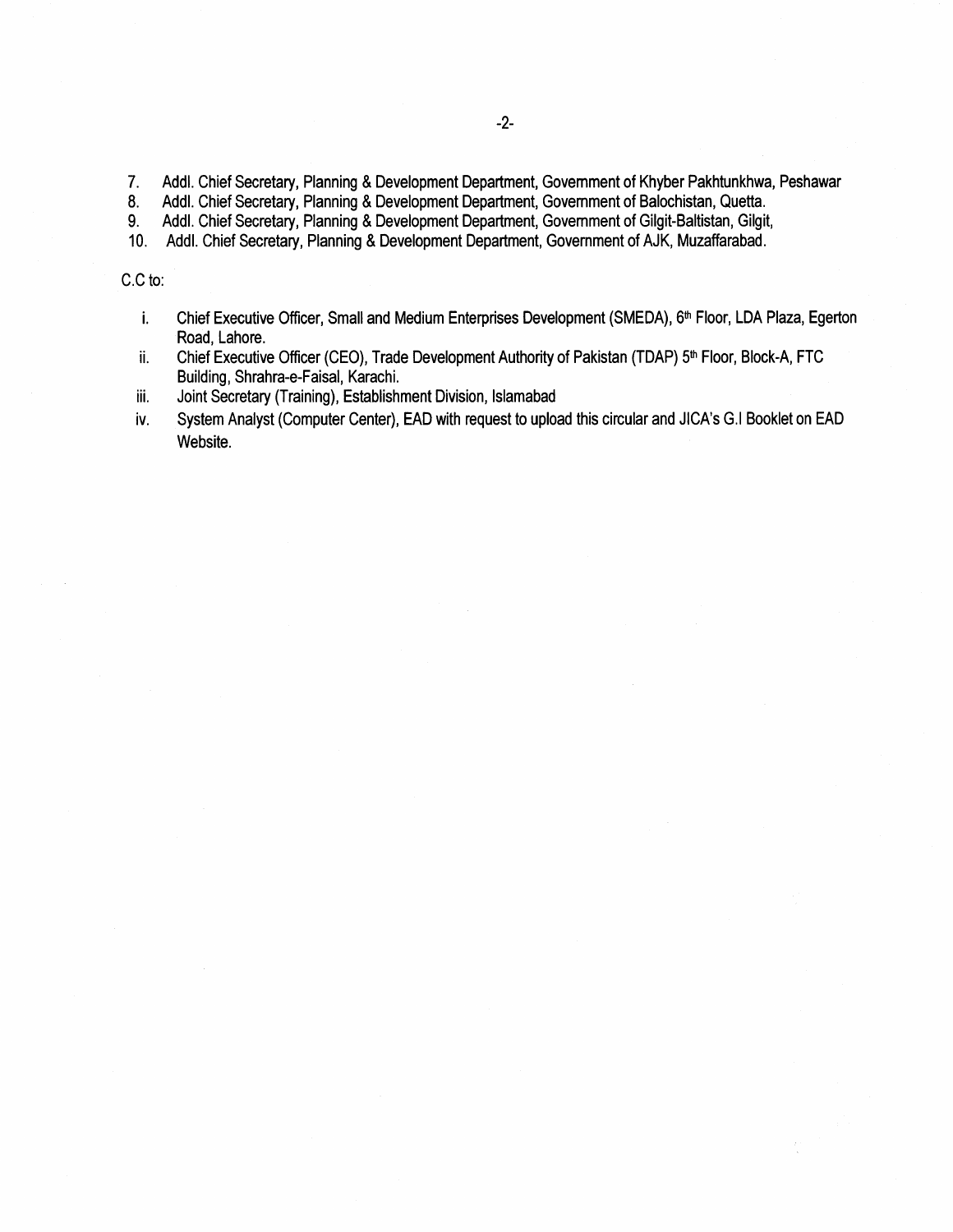7. Addl. Chief Secretary, Planning & Development Department, Government of Khyber Pakhtunkhwa, Peshawar
8. Addl. Chief Secretary, Planning & Development Department, Government of Balochistan, Quetta.
9. Addl. Chief Secretary, Planning & Development Department, Government of Gilgit-Baltistan, Gilgit,
10. Addl. Chief Secretary, Planning & Development Department, Government of AJK, Muzaffarabad.

C.C to:

i. Chief Executive Officer, Small and Medium Enterprises Development (SMEDA), 6th Floor, LDA Plaza, Egerton Road, Lahore.
ii. Chief Executive Officer (CEO), Trade Development Authority of Pakistan (TDAP) 5th Floor, Block-A, FTC Building, Shrahra-e-Faisal, Karachi.
iii. Joint Secretary (Training), Establishment Division, Islamabad
iv. System Analyst (Computer Center), EAD with request to upload this circular and JICA's G.I Booklet on EAD Website.